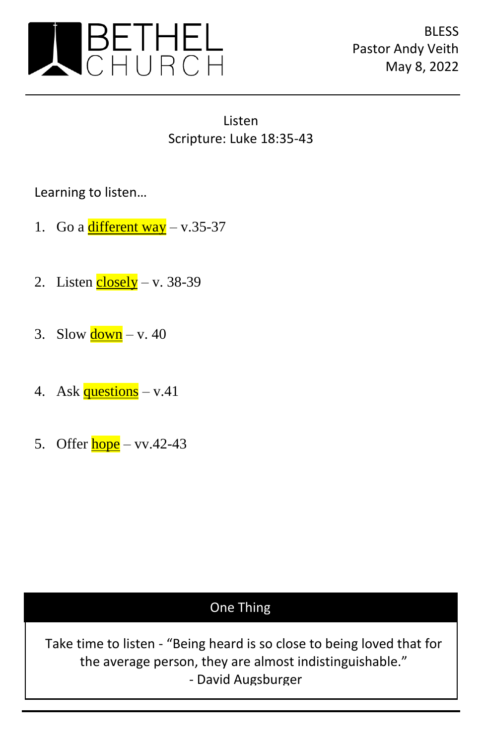# BETHEL CHURCH

BLESS
Pastor Andy Veith
May 8, 2022

---

## Listen
Scripture: Luke 18:35-43

Learning to listen…

1. Go a different way – v.35-37

2. Listen closely – v. 38-39

3. Slow down – v. 40

4. Ask questions – v.41

5. Offer hope – vv.42-43

### One Thing

Take time to listen - "Being heard is so close to being loved that for the average person, they are almost indistinguishable."
- David Augsburger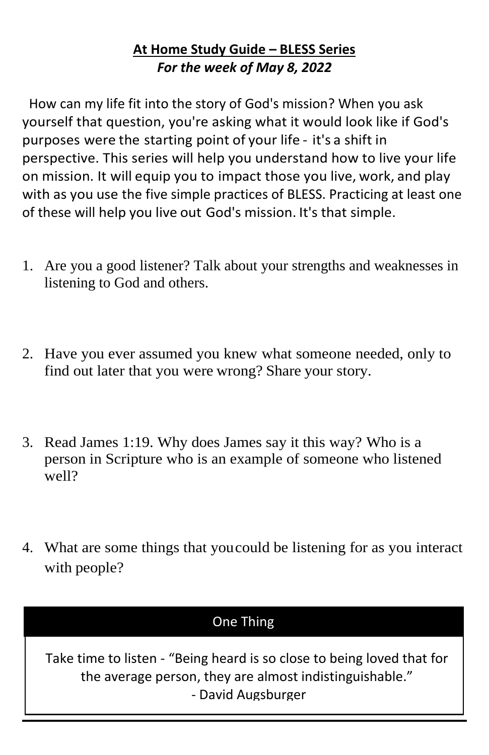## **At Home Study Guide – BLESS Series**

***For the week of May 8, 2022***

How can my life fit into the story of God's mission? When you ask yourself that question, you're asking what it would look like if God's purposes were the starting point of your life - it's a shift in perspective. This series will help you understand how to live your life on mission. It will equip you to impact those you live, work, and play with as you use the five simple practices of BLESS. Practicing at least one of these will help you live out God's mission. It's that simple.

1. Are you a good listener? Talk about your strengths and weaknesses in listening to God and others.

2. Have you ever assumed you knew what someone needed, only to find out later that you were wrong? Share your story.

3. Read James 1:19. Why does James say it this way? Who is a person in Scripture who is an example of someone who listened well?

4. What are some things that you could be listening for as you interact with people?

### One Thing

Take time to listen - "Being heard is so close to being loved that for the average person, they are almost indistinguishable."
- David Augsburger